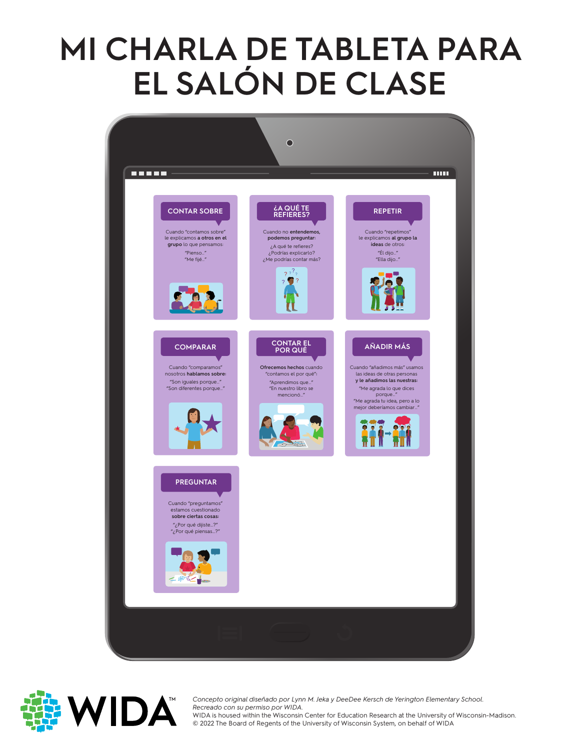# MI CHARLA DE TABLETA PARA EL SALÓN DE CLASE

## CONTAR SOBRE

Cuando "contamos sobre" le explicamos **a otros en el grupo** lo que pensamos:

"Pienso..."
"Me fijé..."

## ¿A QUÉ TE REFIERES?

Cuando no **entendemos, podemos preguntar:**

¿A qué te refieres?
¿Podrías explicarlo?
¿Me podrías contar más?

## REPETIR

Cuando "repetimos" le explicamos **al grupo la ideas** de otros:

"Él dijo..."
"Ella dijo..."

## COMPARAR

Cuando "comparamos" nosotros **hablamos sobre:**

"Son iguales porque..."
"Son diferentes porque..."

## CONTAR EL POR QUÉ

**Ofrecemos hechos** cuando "contamos el por qué":

"Aprendimos que..."
"En nuestro libro se mencionó..."

## AÑADIR MÁS

Cuando "añadimos más" usamos las ideas de otras personas **y le añadimos las nuestras:**

"Me agrada lo que dices porque..."
"Me agrada tu idea, pero a lo mejor deberíamos cambiar..."

## PREGUNTAR

Cuando "preguntamos" estamos cuestionado **sobre ciertas cosas:**

"¿Por qué dijiste...?"
"¿Por qué piensas...?"

WIDA™

*Concepto original diseñado por Lynn M. Jeka y DeeDee Kersch de Yerington Elementary School. Recreado con su permiso por WIDA.*
WIDA is housed within the Wisconsin Center for Education Research at the University of Wisconsin-Madison.
© 2022 The Board of Regents of the University of Wisconsin System, on behalf of WIDA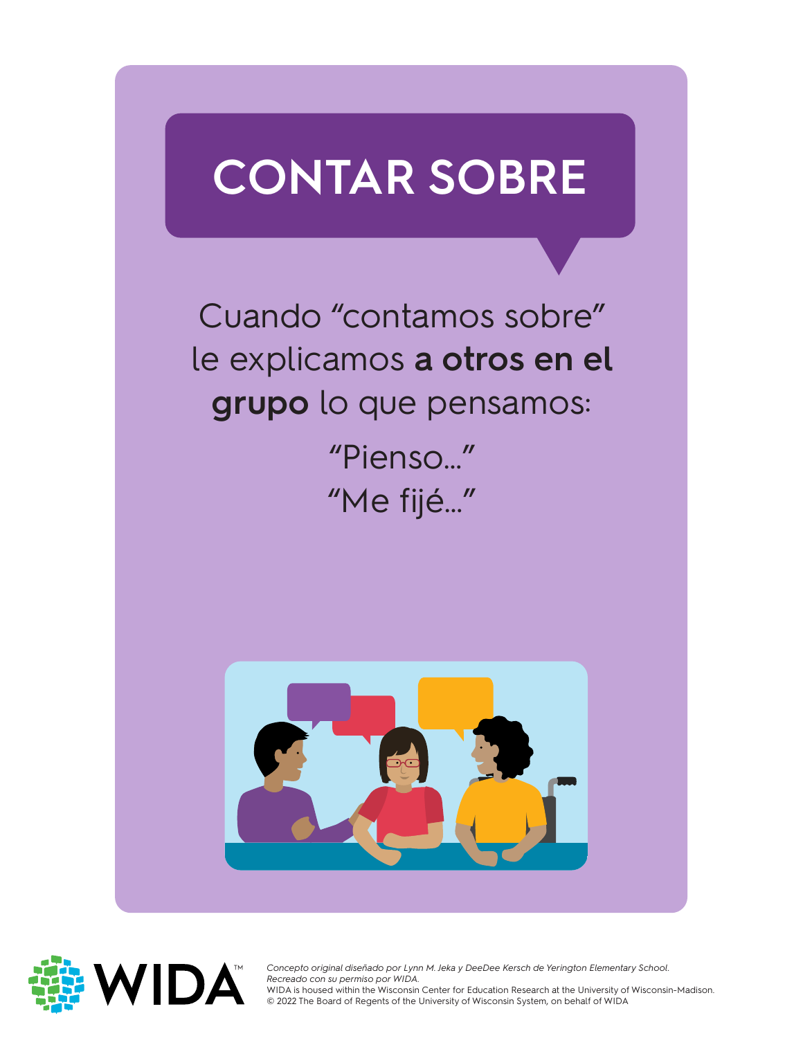# CONTAR SOBRE

Cuando "contamos sobre" le explicamos **a otros en el grupo** lo que pensamos:

"Pienso..."
"Me fijé..."

*Concepto original diseñado por Lynn M. Jeka y DeeDee Kersch de Yerington Elementary School. Recreado con su permiso por WIDA.*
WIDA is housed within the Wisconsin Center for Education Research at the University of Wisconsin-Madison.
© 2022 The Board of Regents of the University of Wisconsin System, on behalf of WIDA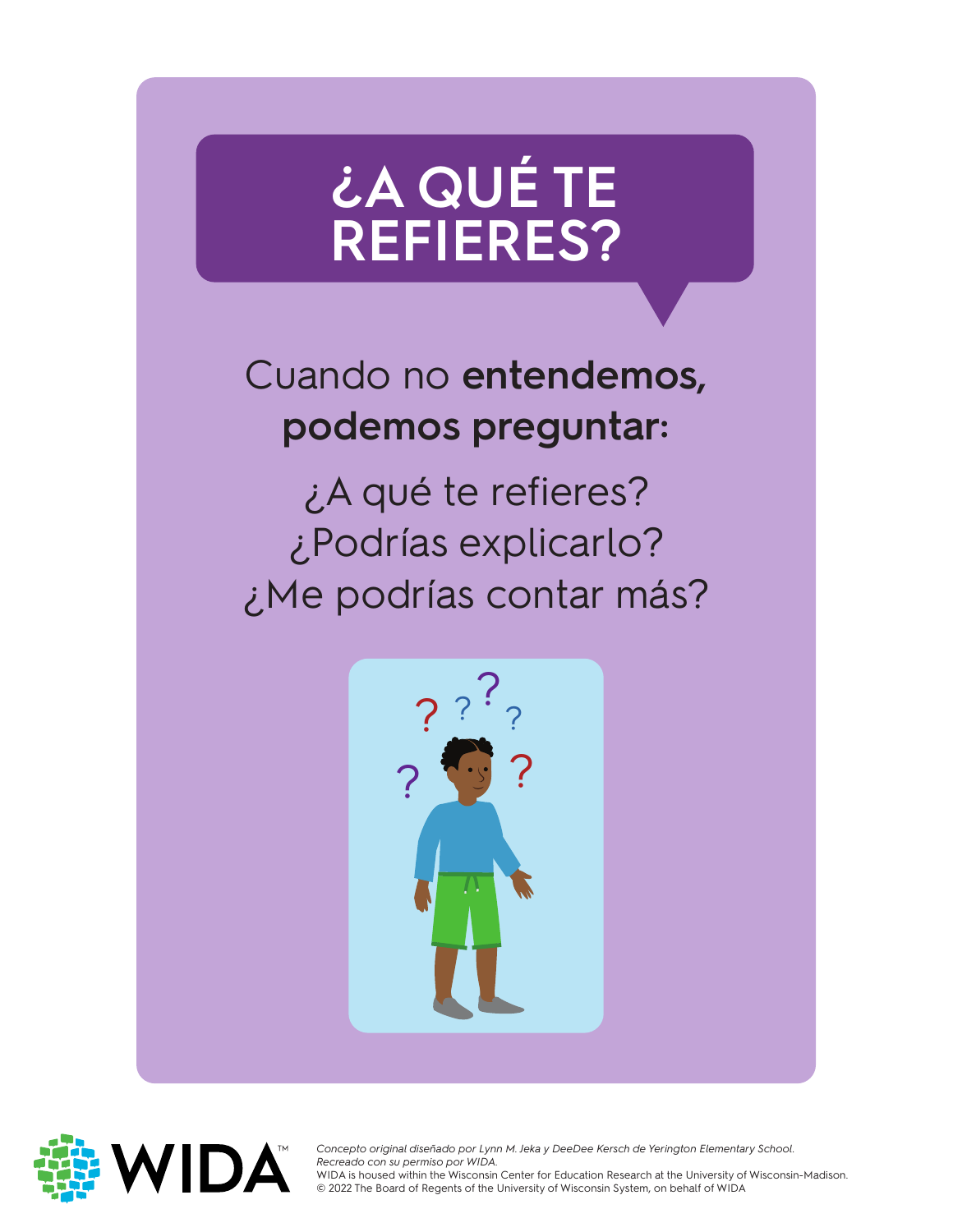# ¿A QUÉ TE REFIERES?

Cuando no **entendemos, podemos preguntar:**

¿A qué te refieres?
¿Podrías explicarlo?
¿Me podrías contar más?

*Concepto original diseñado por Lynn M. Jeka y DeeDee Kersch de Yerington Elementary School.*
*Recreado con su permiso por WIDA.*
WIDA is housed within the Wisconsin Center for Education Research at the University of Wisconsin-Madison.
© 2022 The Board of Regents of the University of Wisconsin System, on behalf of WIDA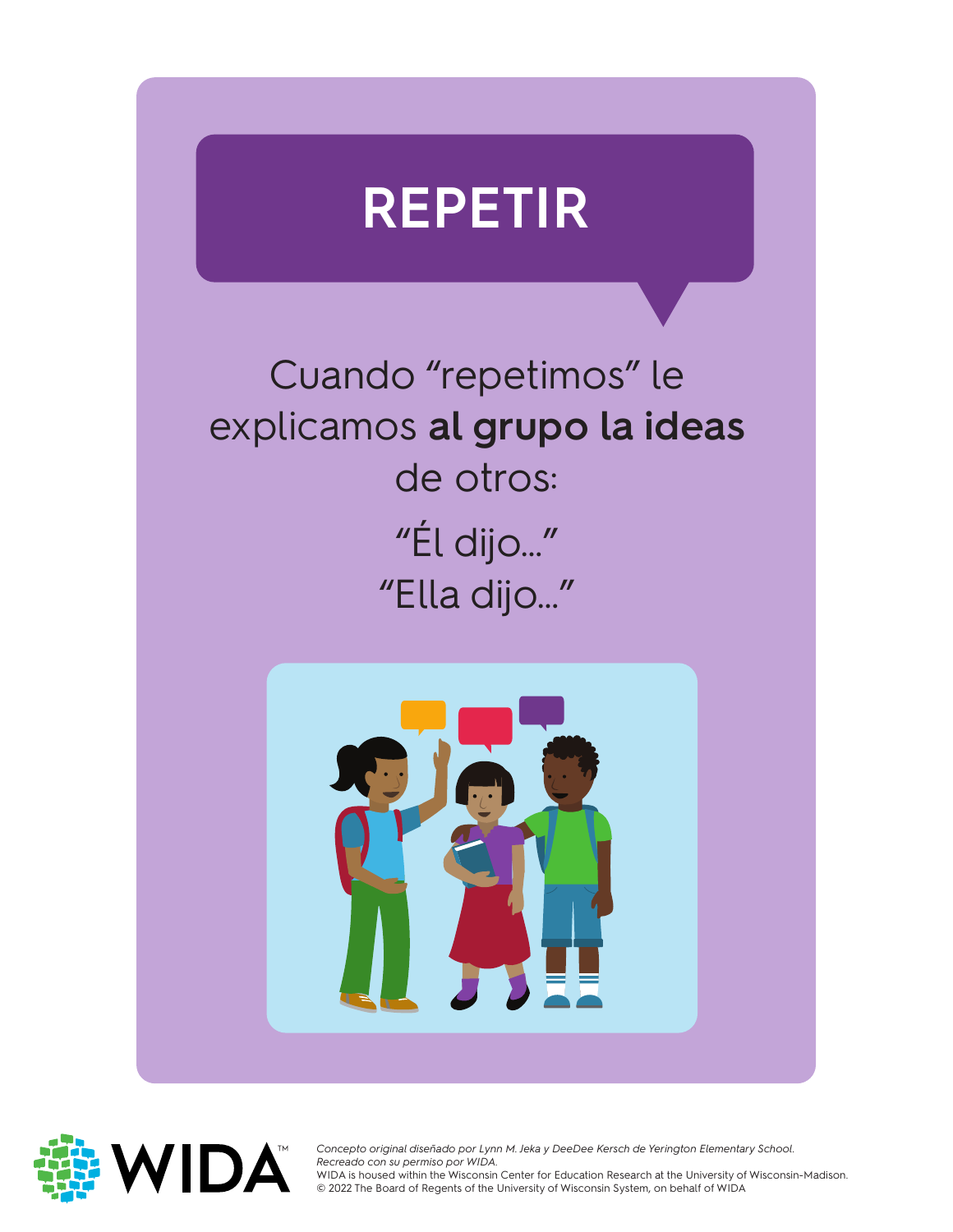# REPETIR

Cuando "repetimos" le explicamos **al grupo la ideas** de otros:

"Él dijo..."

"Ella dijo..."

*Concepto original diseñado por Lynn M. Jeka y DeeDee Kersch de Yerington Elementary School.*
*Recreado con su permiso por WIDA.*
WIDA is housed within the Wisconsin Center for Education Research at the University of Wisconsin-Madison.
© 2022 The Board of Regents of the University of Wisconsin System, on behalf of WIDA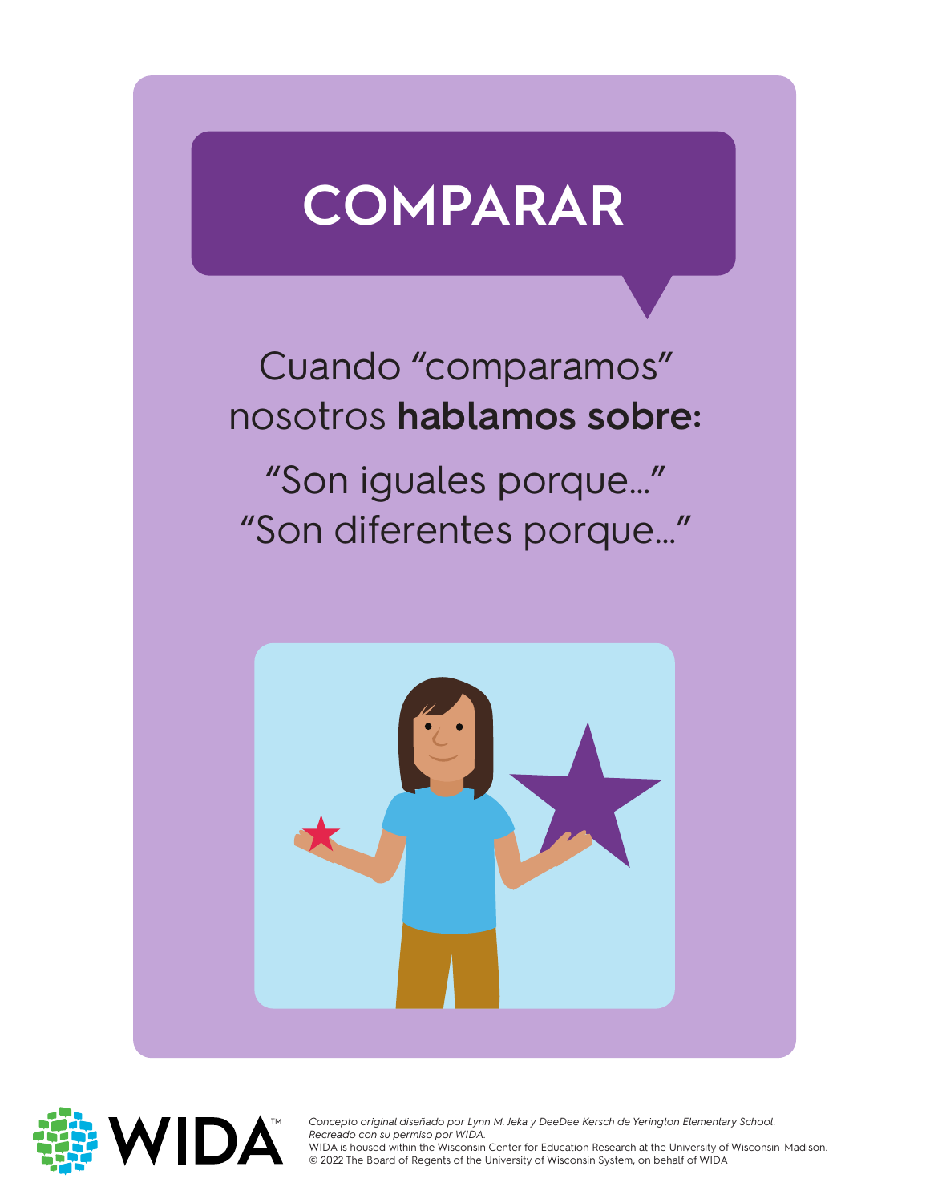# COMPARAR

Cuando "comparamos" nosotros **hablamos sobre:**

"Son iguales porque..."
"Son diferentes porque..."

*Concepto original diseñado por Lynn M. Jeka y DeeDee Kersch de Yerington Elementary School. Recreado con su permiso por WIDA.*
WIDA is housed within the Wisconsin Center for Education Research at the University of Wisconsin-Madison.
© 2022 The Board of Regents of the University of Wisconsin System, on behalf of WIDA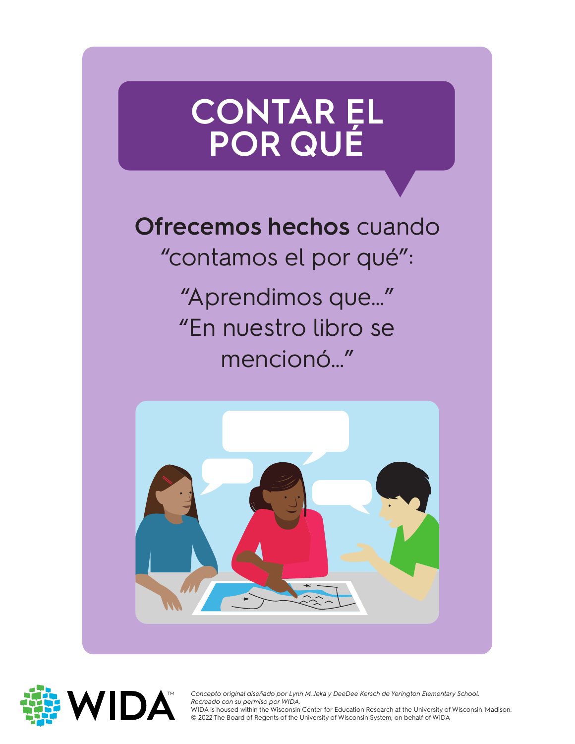# CONTAR EL POR QUÉ

**Ofrecemos hechos** cuando "contamos el por qué":

"Aprendimos que..."
"En nuestro libro se mencionó..."

*Concepto original diseñado por Lynn M. Jeka y DeeDee Kersch de Yerington Elementary School. Recreado con su permiso por WIDA.*
WIDA is housed within the Wisconsin Center for Education Research at the University of Wisconsin-Madison.
© 2022 The Board of Regents of the University of Wisconsin System, on behalf of WIDA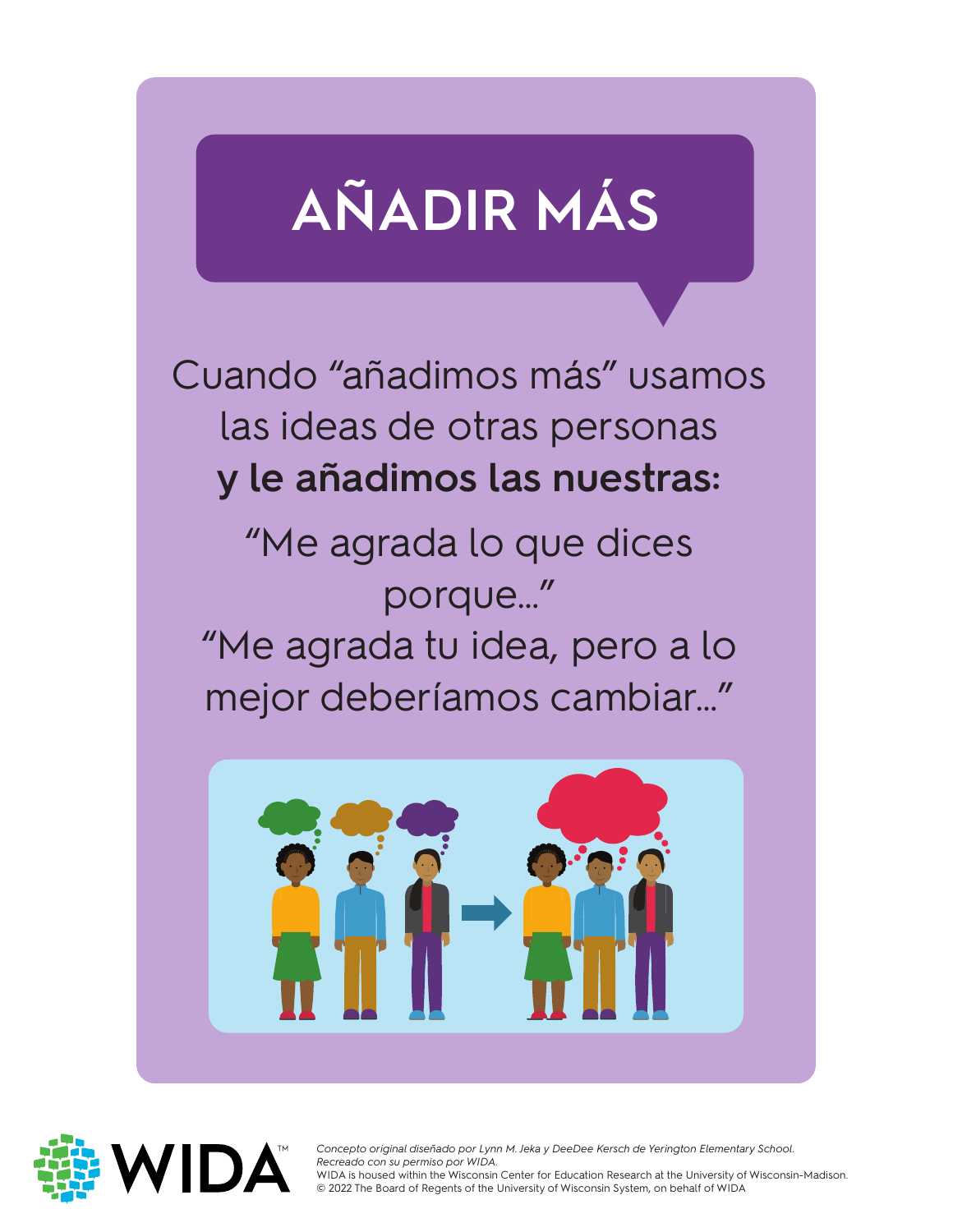# AÑADIR MÁS

Cuando "añadimos más" usamos las ideas de otras personas **y le añadimos las nuestras:**

"Me agrada lo que dices porque..."

"Me agrada tu idea, pero a lo mejor deberíamos cambiar..."

WIDA

*Concepto original diseñado por Lynn M. Jeka y DeeDee Kersch de Yerington Elementary School. Recreado con su permiso por WIDA.*

WIDA is housed within the Wisconsin Center for Education Research at the University of Wisconsin-Madison.

© 2022 The Board of Regents of the University of Wisconsin System, on behalf of WIDA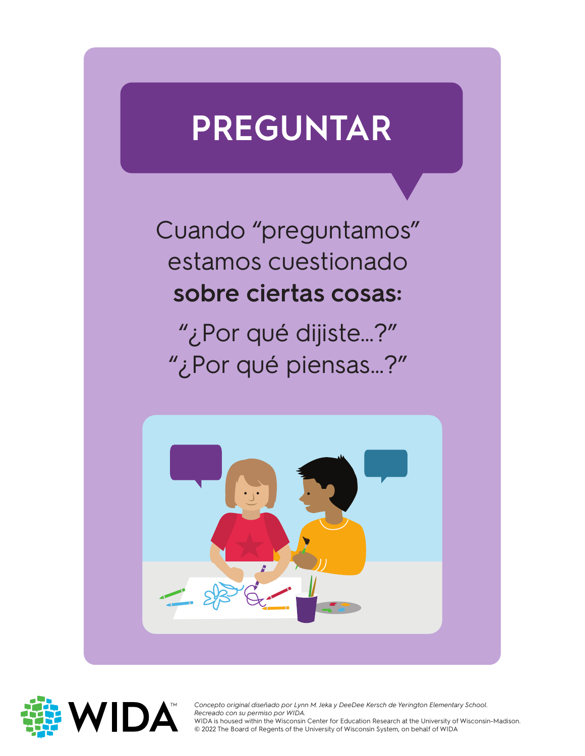# PREGUNTAR

Cuando "preguntamos" estamos cuestionado **sobre ciertas cosas:**

"¿Por qué dijiste...?"
"¿Por qué piensas...?"

*Concepto original diseñado por Lynn M. Jeka y DeeDee Kersch de Yerington Elementary School. Recreado con su permiso por WIDA.*
WIDA is housed within the Wisconsin Center for Education Research at the University of Wisconsin-Madison.
© 2022 The Board of Regents of the University of Wisconsin System, on behalf of WIDA